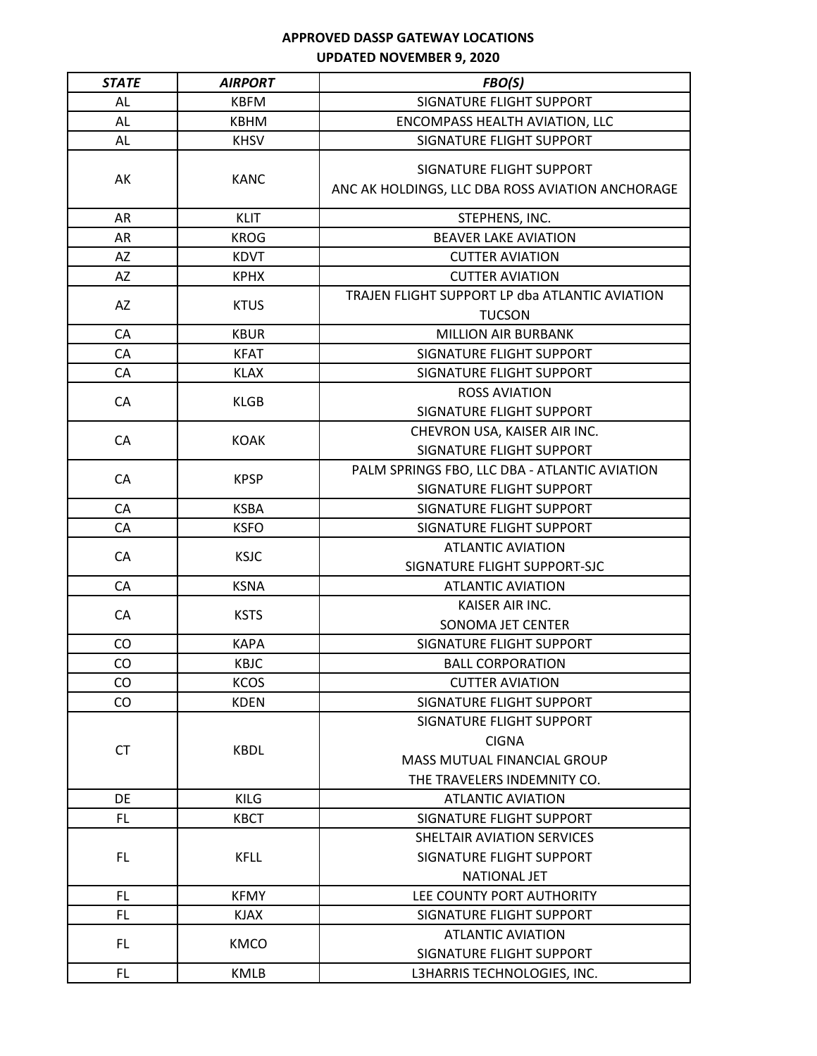# APPROVED DASSP GATEWAY LOCATIONS
## UPDATED NOVEMBER 9, 2020

| *STATE* | *AIRPORT* | *FBO(S)* |
|---|---|---|
| AL | KBFM | SIGNATURE FLIGHT SUPPORT |
| AL | KBHM | ENCOMPASS HEALTH AVIATION, LLC |
| AL | KHSV | SIGNATURE FLIGHT SUPPORT |
| AK | KANC | SIGNATURE FLIGHT SUPPORT<br>ANC AK HOLDINGS, LLC DBA ROSS AVIATION ANCHORAGE |
| AR | KLIT | STEPHENS, INC. |
| AR | KROG | BEAVER LAKE AVIATION |
| AZ | KDVT | CUTTER AVIATION |
| AZ | KPHX | CUTTER AVIATION |
| AZ | KTUS | TRAJEN FLIGHT SUPPORT LP dba ATLANTIC AVIATION TUCSON |
| CA | KBUR | MILLION AIR BURBANK |
| CA | KFAT | SIGNATURE FLIGHT SUPPORT |
| CA | KLAX | SIGNATURE FLIGHT SUPPORT |
| CA | KLGB | ROSS AVIATION<br>SIGNATURE FLIGHT SUPPORT |
| CA | KOAK | CHEVRON USA, KAISER AIR INC.<br>SIGNATURE FLIGHT SUPPORT |
| CA | KPSP | PALM SPRINGS FBO, LLC DBA - ATLANTIC AVIATION<br>SIGNATURE FLIGHT SUPPORT |
| CA | KSBA | SIGNATURE FLIGHT SUPPORT |
| CA | KSFO | SIGNATURE FLIGHT SUPPORT |
| CA | KSJC | ATLANTIC AVIATION<br>SIGNATURE FLIGHT SUPPORT-SJC |
| CA | KSNA | ATLANTIC AVIATION |
| CA | KSTS | KAISER AIR INC.<br>SONOMA JET CENTER |
| CO | KAPA | SIGNATURE FLIGHT SUPPORT |
| CO | KBJC | BALL CORPORATION |
| CO | KCOS | CUTTER AVIATION |
| CO | KDEN | SIGNATURE FLIGHT SUPPORT |
| CT | KBDL | SIGNATURE FLIGHT SUPPORT<br>CIGNA<br>MASS MUTUAL FINANCIAL GROUP<br>THE TRAVELERS INDEMNITY CO. |
| DE | KILG | ATLANTIC AVIATION |
| FL | KBCT | SIGNATURE FLIGHT SUPPORT |
| FL | KFLL | SHELTAIR AVIATION SERVICES<br>SIGNATURE FLIGHT SUPPORT<br>NATIONAL JET |
| FL | KFMY | LEE COUNTY PORT AUTHORITY |
| FL | KJAX | SIGNATURE FLIGHT SUPPORT |
| FL | KMCO | ATLANTIC AVIATION<br>SIGNATURE FLIGHT SUPPORT |
| FL | KMLB | L3HARRIS TECHNOLOGIES, INC. |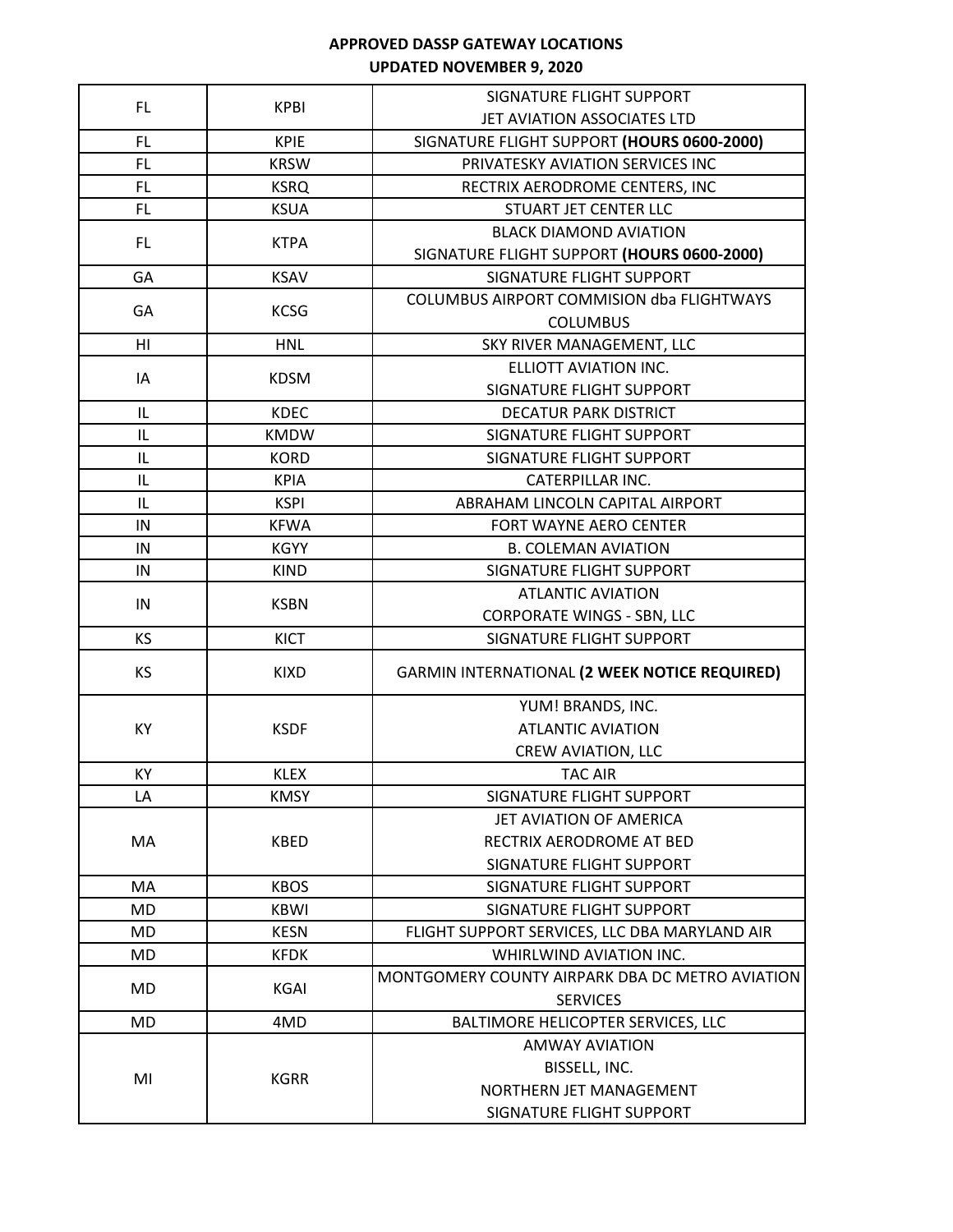**APPROVED DASSP GATEWAY LOCATIONS**
**UPDATED NOVEMBER 9, 2020**

| | | |
|---|---|---|
| FL | KPBI | SIGNATURE FLIGHT SUPPORT<br>JET AVIATION ASSOCIATES LTD |
| FL | KPIE | SIGNATURE FLIGHT SUPPORT **(HOURS 0600-2000)** |
| FL | KRSW | PRIVATESKY AVIATION SERVICES INC |
| FL | KSRQ | RECTRIX AERODROME CENTERS, INC |
| FL | KSUA | STUART JET CENTER LLC |
| FL | KTPA | BLACK DIAMOND AVIATION<br>SIGNATURE FLIGHT SUPPORT **(HOURS 0600-2000)** |
| GA | KSAV | SIGNATURE FLIGHT SUPPORT |
| GA | KCSG | COLUMBUS AIRPORT COMMISION dba FLIGHTWAYS COLUMBUS |
| HI | HNL | SKY RIVER MANAGEMENT, LLC |
| IA | KDSM | ELLIOTT AVIATION INC.<br>SIGNATURE FLIGHT SUPPORT |
| IL | KDEC | DECATUR PARK DISTRICT |
| IL | KMDW | SIGNATURE FLIGHT SUPPORT |
| IL | KORD | SIGNATURE FLIGHT SUPPORT |
| IL | KPIA | CATERPILLAR INC. |
| IL | KSPI | ABRAHAM LINCOLN CAPITAL AIRPORT |
| IN | KFWA | FORT WAYNE AERO CENTER |
| IN | KGYY | B. COLEMAN AVIATION |
| IN | KIND | SIGNATURE FLIGHT SUPPORT |
| IN | KSBN | ATLANTIC AVIATION<br>CORPORATE WINGS - SBN, LLC |
| KS | KICT | SIGNATURE FLIGHT SUPPORT |
| KS | KIXD | GARMIN INTERNATIONAL **(2 WEEK NOTICE REQUIRED)** |
| KY | KSDF | YUM! BRANDS, INC.<br>ATLANTIC AVIATION<br>CREW AVIATION, LLC |
| KY | KLEX | TAC AIR |
| LA | KMSY | SIGNATURE FLIGHT SUPPORT |
| MA | KBED | JET AVIATION OF AMERICA<br>RECTRIX AERODROME AT BED<br>SIGNATURE FLIGHT SUPPORT |
| MA | KBOS | SIGNATURE FLIGHT SUPPORT |
| MD | KBWI | SIGNATURE FLIGHT SUPPORT |
| MD | KESN | FLIGHT SUPPORT SERVICES, LLC DBA MARYLAND AIR |
| MD | KFDK | WHIRLWIND AVIATION INC. |
| MD | KGAI | MONTGOMERY COUNTY AIRPARK DBA DC METRO AVIATION SERVICES |
| MD | 4MD | BALTIMORE HELICOPTER SERVICES, LLC |
| MI | KGRR | AMWAY AVIATION<br>BISSELL, INC.<br>NORTHERN JET MANAGEMENT<br>SIGNATURE FLIGHT SUPPORT |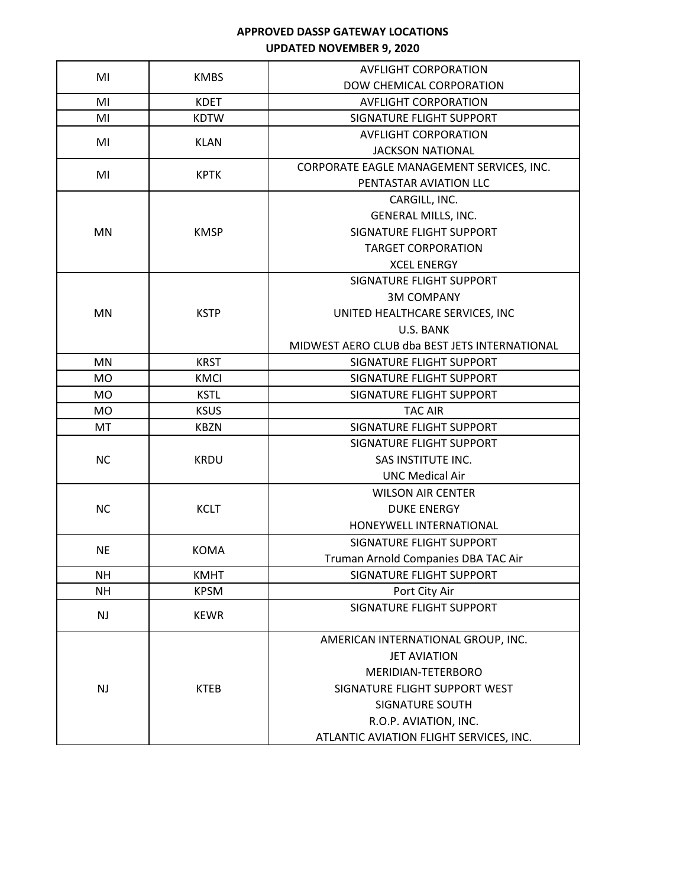**APPROVED DASSP GATEWAY LOCATIONS**
**UPDATED NOVEMBER 9, 2020**

| | | |
|---|---|---|
| MI | KMBS | AVFLIGHT CORPORATION<br>DOW CHEMICAL CORPORATION |
| MI | KDET | AVFLIGHT CORPORATION |
| MI | KDTW | SIGNATURE FLIGHT SUPPORT |
| MI | KLAN | AVFLIGHT CORPORATION<br>JACKSON NATIONAL |
| MI | KPTK | CORPORATE EAGLE MANAGEMENT SERVICES, INC.<br>PENTASTAR AVIATION LLC |
| MN | KMSP | CARGILL, INC.<br>GENERAL MILLS, INC.<br>SIGNATURE FLIGHT SUPPORT<br>TARGET CORPORATION<br>XCEL ENERGY |
| MN | KSTP | SIGNATURE FLIGHT SUPPORT<br>3M COMPANY<br>UNITED HEALTHCARE SERVICES, INC<br>U.S. BANK<br>MIDWEST AERO CLUB dba BEST JETS INTERNATIONAL |
| MN | KRST | SIGNATURE FLIGHT SUPPORT |
| MO | KMCI | SIGNATURE FLIGHT SUPPORT |
| MO | KSTL | SIGNATURE FLIGHT SUPPORT |
| MO | KSUS | TAC AIR |
| MT | KBZN | SIGNATURE FLIGHT SUPPORT |
| NC | KRDU | SIGNATURE FLIGHT SUPPORT<br>SAS INSTITUTE INC.<br>UNC Medical Air |
| NC | KCLT | WILSON AIR CENTER<br>DUKE ENERGY<br>HONEYWELL INTERNATIONAL |
| NE | KOMA | SIGNATURE FLIGHT SUPPORT<br>Truman Arnold Companies DBA TAC Air |
| NH | KMHT | SIGNATURE FLIGHT SUPPORT |
| NH | KPSM | Port City Air |
| NJ | KEWR | SIGNATURE FLIGHT SUPPORT |
| NJ | KTEB | AMERICAN INTERNATIONAL GROUP, INC.<br>JET AVIATION<br>MERIDIAN-TETERBORO<br>SIGNATURE FLIGHT SUPPORT WEST<br>SIGNATURE SOUTH<br>R.O.P. AVIATION, INC.<br>ATLANTIC AVIATION FLIGHT SERVICES, INC. |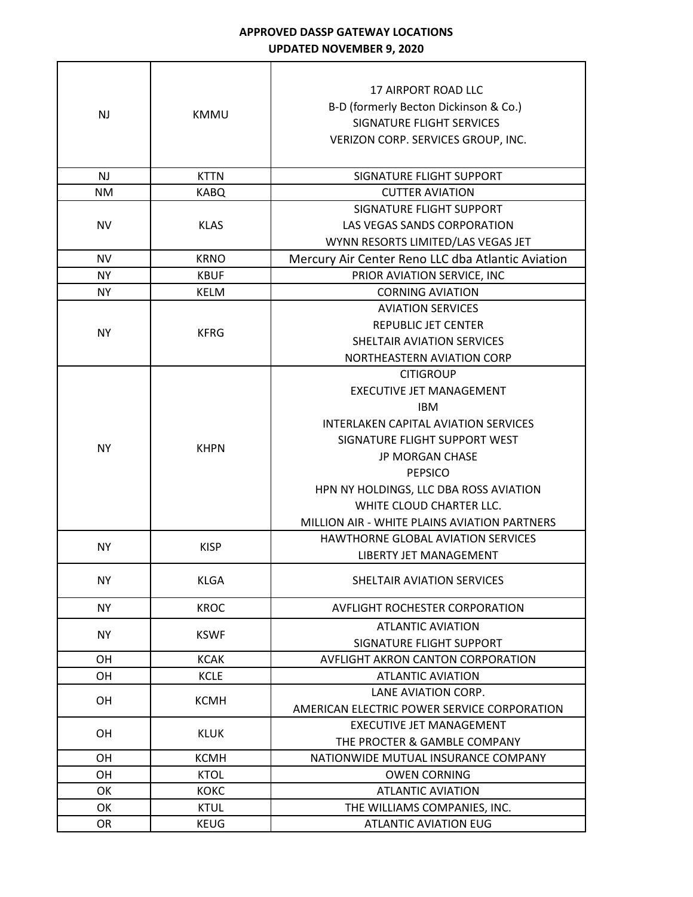**APPROVED DASSP GATEWAY LOCATIONS**
**UPDATED NOVEMBER 9, 2020**

| | | |
|---|---|---|
| NJ | KMMU | 17 AIRPORT ROAD LLC<br>B-D (formerly Becton Dickinson & Co.)<br>SIGNATURE FLIGHT SERVICES<br>VERIZON CORP. SERVICES GROUP, INC. |
| NJ | KTTN | SIGNATURE FLIGHT SUPPORT |
| NM | KABQ | CUTTER AVIATION |
| NV | KLAS | SIGNATURE FLIGHT SUPPORT<br>LAS VEGAS SANDS CORPORATION<br>WYNN RESORTS LIMITED/LAS VEGAS JET |
| NV | KRNO | Mercury Air Center Reno LLC dba Atlantic Aviation |
| NY | KBUF | PRIOR AVIATION SERVICE, INC |
| NY | KELM | CORNING AVIATION |
| NY | KFRG | AVIATION SERVICES<br>REPUBLIC JET CENTER<br>SHELTAIR AVIATION SERVICES<br>NORTHEASTERN AVIATION CORP |
| NY | KHPN | CITIGROUP<br>EXECUTIVE JET MANAGEMENT<br>IBM<br>INTERLAKEN CAPITAL AVIATION SERVICES<br>SIGNATURE FLIGHT SUPPORT WEST<br>JP MORGAN CHASE<br>PEPSICO<br>HPN NY HOLDINGS, LLC DBA ROSS AVIATION<br>WHITE CLOUD CHARTER LLC.<br>MILLION AIR - WHITE PLAINS AVIATION PARTNERS |
| NY | KISP | HAWTHORNE GLOBAL AVIATION SERVICES<br>LIBERTY JET MANAGEMENT |
| NY | KLGA | SHELTAIR AVIATION SERVICES |
| NY | KROC | AVFLIGHT ROCHESTER CORPORATION |
| NY | KSWF | ATLANTIC AVIATION<br>SIGNATURE FLIGHT SUPPORT |
| OH | KCAK | AVFLIGHT AKRON CANTON CORPORATION |
| OH | KCLE | ATLANTIC AVIATION |
| OH | KCMH | LANE AVIATION CORP.<br>AMERICAN ELECTRIC POWER SERVICE CORPORATION |
| OH | KLUK | EXECUTIVE JET MANAGEMENT<br>THE PROCTER & GAMBLE COMPANY |
| OH | KCMH | NATIONWIDE MUTUAL INSURANCE COMPANY |
| OH | KTOL | OWEN CORNING |
| OK | KOKC | ATLANTIC AVIATION |
| OK | KTUL | THE WILLIAMS COMPANIES, INC. |
| OR | KEUG | ATLANTIC AVIATION EUG |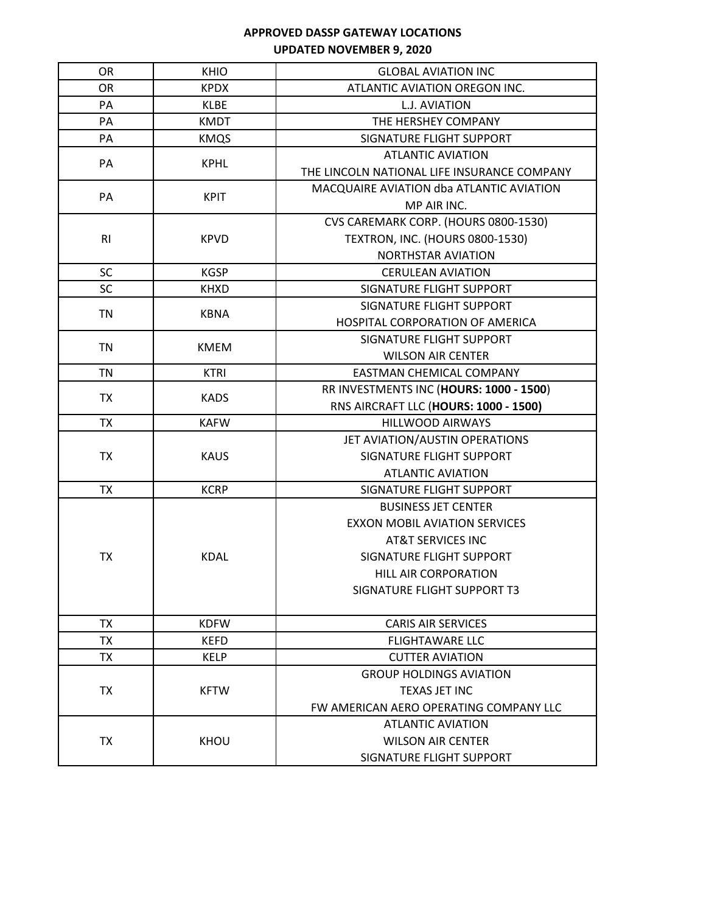**APPROVED DASSP GATEWAY LOCATIONS**
**UPDATED NOVEMBER 9, 2020**

| | | |
|---|---|---|
| OR | KHIO | GLOBAL AVIATION INC |
| OR | KPDX | ATLANTIC AVIATION OREGON INC. |
| PA | KLBE | L.J. AVIATION |
| PA | KMDT | THE HERSHEY COMPANY |
| PA | KMQS | SIGNATURE FLIGHT SUPPORT |
| PA | KPHL | ATLANTIC AVIATION<br>THE LINCOLN NATIONAL LIFE INSURANCE COMPANY |
| PA | KPIT | MACQUAIRE AVIATION dba ATLANTIC AVIATION<br>MP AIR INC. |
| RI | KPVD | CVS CAREMARK CORP. (HOURS 0800-1530)<br>TEXTRON, INC. (HOURS 0800-1530)<br>NORTHSTAR AVIATION |
| SC | KGSP | CERULEAN AVIATION |
| SC | KHXD | SIGNATURE FLIGHT SUPPORT |
| TN | KBNA | SIGNATURE FLIGHT SUPPORT<br>HOSPITAL CORPORATION OF AMERICA |
| TN | KMEM | SIGNATURE FLIGHT SUPPORT<br>WILSON AIR CENTER |
| TN | KTRI | EASTMAN CHEMICAL COMPANY |
| TX | KADS | RR INVESTMENTS INC (**HOURS: 1000 - 1500**)<br>RNS AIRCRAFT LLC (**HOURS: 1000 - 1500)** |
| TX | KAFW | HILLWOOD AIRWAYS |
| TX | KAUS | JET AVIATION/AUSTIN OPERATIONS<br>SIGNATURE FLIGHT SUPPORT<br>ATLANTIC AVIATION |
| TX | KCRP | SIGNATURE FLIGHT SUPPORT |
| TX | KDAL | BUSINESS JET CENTER<br>EXXON MOBIL AVIATION SERVICES<br>AT&T SERVICES INC<br>SIGNATURE FLIGHT SUPPORT<br>HILL AIR CORPORATION<br>SIGNATURE FLIGHT SUPPORT T3 |
| TX | KDFW | CARIS AIR SERVICES |
| TX | KEFD | FLIGHTAWARE LLC |
| TX | KELP | CUTTER AVIATION |
| TX | KFTW | GROUP HOLDINGS AVIATION<br>TEXAS JET INC<br>FW AMERICAN AERO OPERATING COMPANY LLC |
| TX | KHOU | ATLANTIC AVIATION<br>WILSON AIR CENTER<br>SIGNATURE FLIGHT SUPPORT |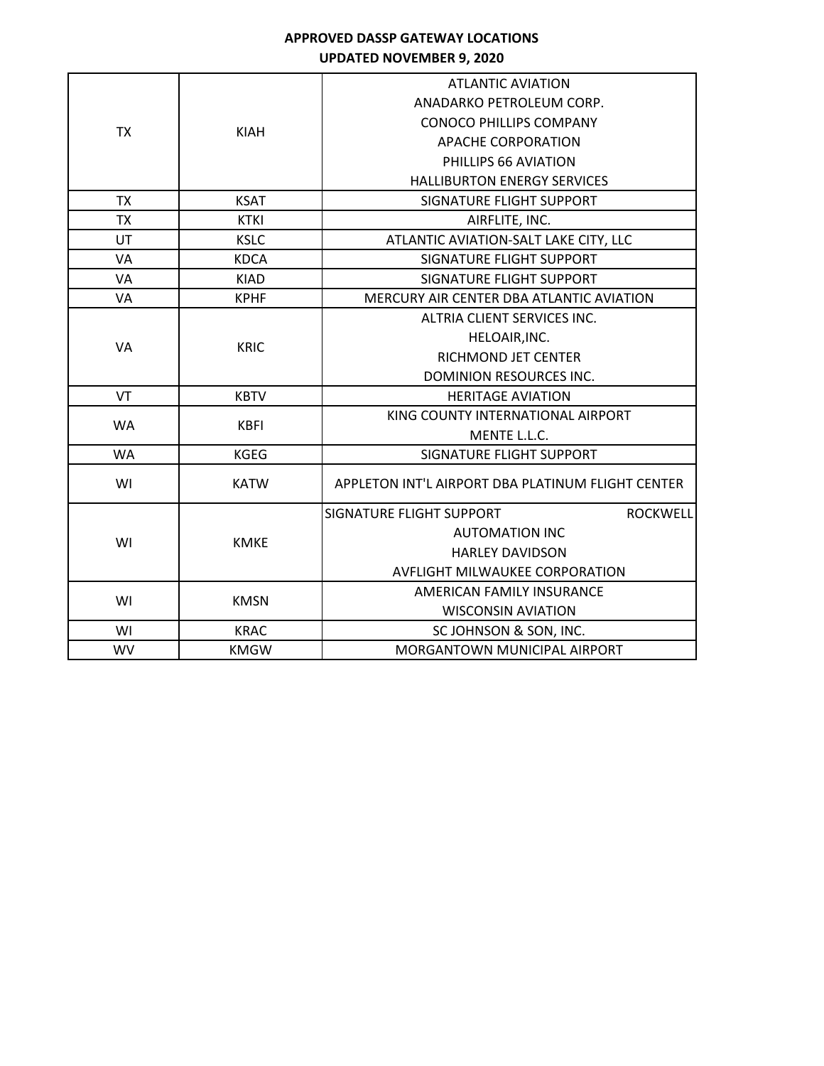**APPROVED DASSP GATEWAY LOCATIONS**
**UPDATED NOVEMBER 9, 2020**

| | | |
|---|---|---|
| TX | KIAH | ATLANTIC AVIATION<br>ANADARKO PETROLEUM CORP.<br>CONOCO PHILLIPS COMPANY<br>APACHE CORPORATION<br>PHILLIPS 66 AVIATION<br>HALLIBURTON ENERGY SERVICES |
| TX | KSAT | SIGNATURE FLIGHT SUPPORT |
| TX | KTKI | AIRFLITE, INC. |
| UT | KSLC | ATLANTIC AVIATION-SALT LAKE CITY, LLC |
| VA | KDCA | SIGNATURE FLIGHT SUPPORT |
| VA | KIAD | SIGNATURE FLIGHT SUPPORT |
| VA | KPHF | MERCURY AIR CENTER DBA ATLANTIC AVIATION |
| VA | KRIC | ALTRIA CLIENT SERVICES INC.<br>HELOAIR,INC.<br>RICHMOND JET CENTER<br>DOMINION RESOURCES INC. |
| VT | KBTV | HERITAGE AVIATION |
| WA | KBFI | KING COUNTY INTERNATIONAL AIRPORT<br>MENTE L.L.C. |
| WA | KGEG | SIGNATURE FLIGHT SUPPORT |
| WI | KATW | APPLETON INT'L AIRPORT DBA PLATINUM FLIGHT CENTER |
| WI | KMKE | SIGNATURE FLIGHT SUPPORT ROCKWELL<br>AUTOMATION INC<br>HARLEY DAVIDSON<br>AVFLIGHT MILWAUKEE CORPORATION |
| WI | KMSN | AMERICAN FAMILY INSURANCE<br>WISCONSIN AVIATION |
| WI | KRAC | SC JOHNSON & SON, INC. |
| WV | KMGW | MORGANTOWN MUNICIPAL AIRPORT |